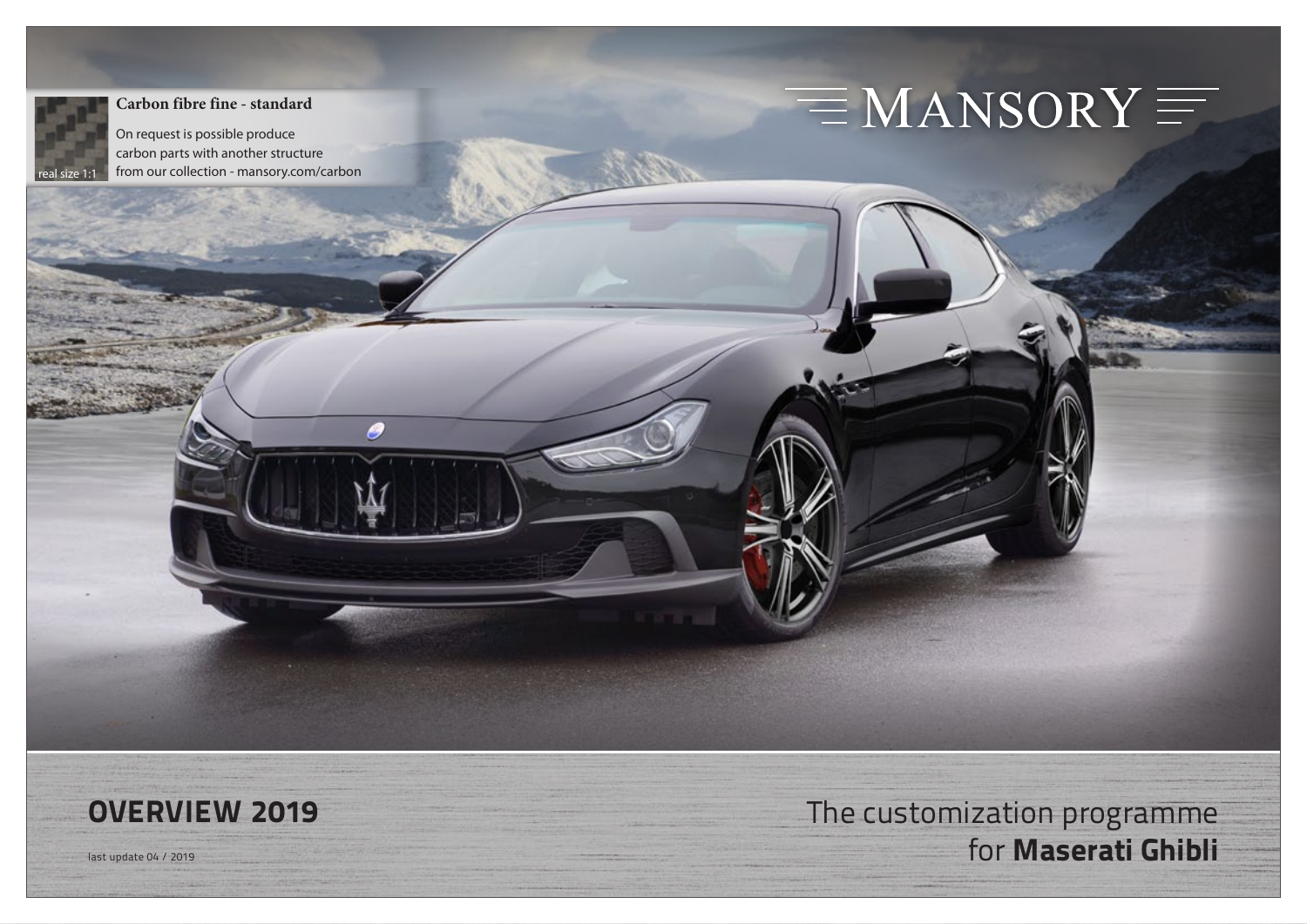# MANSORY

**Carbon fibre fine - standard**

On request is possible produce carbon parts with another structure from our collection - mansory.com/carbon

real size 1:1

## OVERVIEW 2019

last update 04 / 2019

The customization programme for **Maserati Ghibli**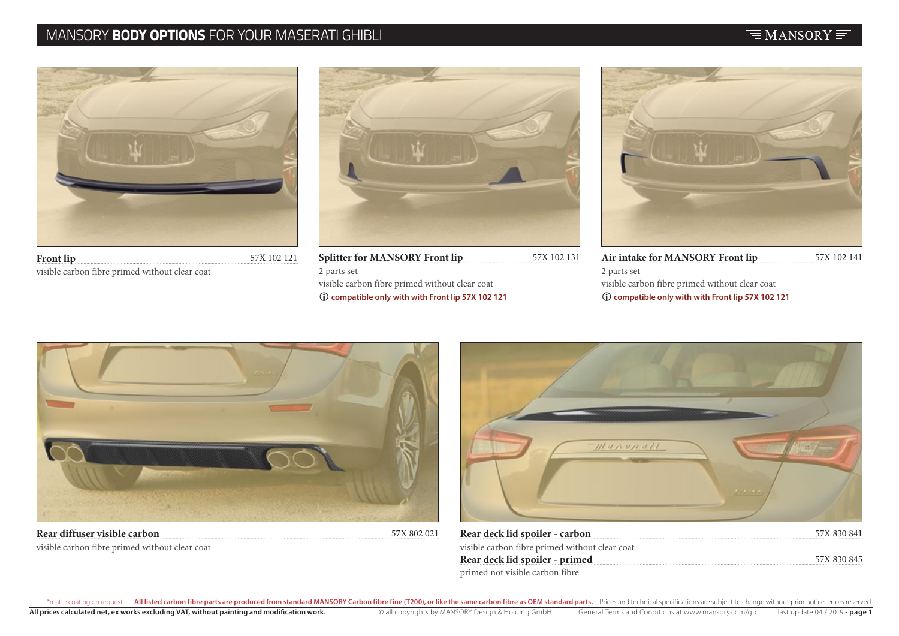# MANSORY **BODY OPTIONS** FOR YOUR MASERATI GHIBLI

**Front lip** — 57X 102 121
visible carbon fibre primed without clear coat

**Splitter for MANSORY Front lip** — 57X 102 131
2 parts set
visible carbon fibre primed without clear coat
ⓘ **compatible only with with Front lip 57X 102 121**

**Air intake for MANSORY Front lip** — 57X 102 141
2 parts set
visible carbon fibre primed without clear coat
ⓘ **compatible only with with Front lip 57X 102 121**

**Rear diffuser visible carbon** — 57X 802 021
visible carbon fibre primed without clear coat

**Rear deck lid spoiler - carbon** — 57X 830 841
visible carbon fibre primed without clear coat

**Rear deck lid spoiler - primed** — 57X 830 845
primed not visible carbon fibre

*matte coating on request - **All listed carbon fibre parts are produced from standard MANSORY Carbon fibre fine (T200), or like the same carbon fibre as OEM standard parts.** Prices and technical specifications are subject to change without prior notice, errors reserved.

**All prices calculated net, ex works excluding VAT, without painting and modification work.** © all copyrights by MANSORY Design & Holding GmbH General Terms and Conditions at www.mansory.com/gtc last update 04 / 2019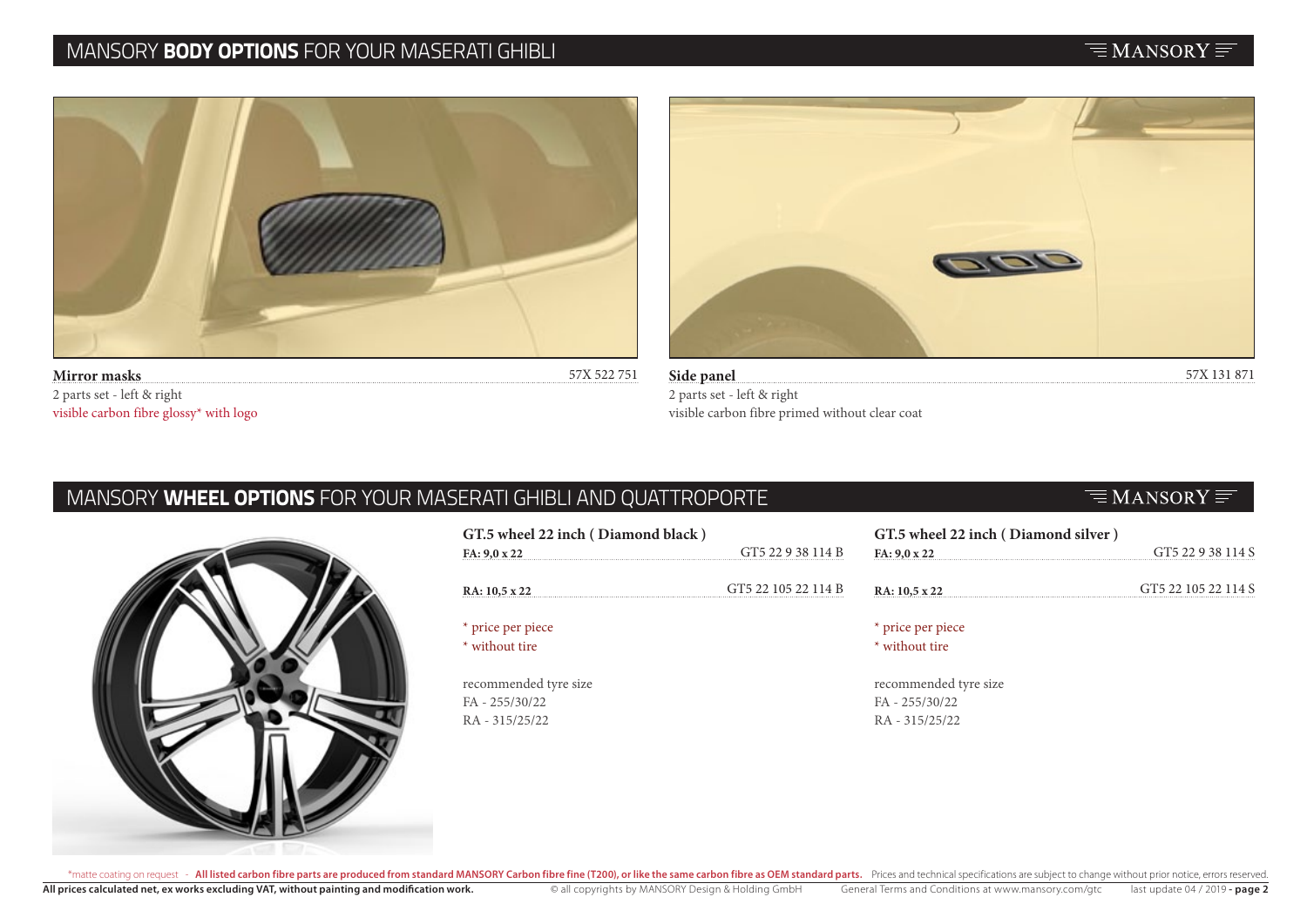## MANSORY **BODY OPTIONS** FOR YOUR MASERATI GHIBLI

**Mirror masks** 57X 522 751
2 parts set - left & right
visible carbon fibre glossy* with logo

**Side panel** 57X 131 871
2 parts set - left & right
visible carbon fibre primed without clear coat

## MANSORY **WHEEL OPTIONS** FOR YOUR MASERATI GHIBLI AND QUATTROPORTE

### GT.5 wheel 22 inch ( Diamond black )

| | |
|---|---|
| **FA: 9,0 x 22** | GT5 22 9 38 114 B |
| **RA: 10,5 x 22** | GT5 22 105 22 114 B |

\* price per piece
\* without tire

recommended tyre size
FA - 255/30/22
RA - 315/25/22

### GT.5 wheel 22 inch ( Diamond silver )

| | |
|---|---|
| **FA: 9,0 x 22** | GT5 22 9 38 114 S |
| **RA: 10,5 x 22** | GT5 22 105 22 114 S |

\* price per piece
\* without tire

recommended tyre size
FA - 255/30/22
RA - 315/25/22

*matte coating on request - **All listed carbon fibre parts are produced from standard MANSORY Carbon fibre fine (T200), or like the same carbon fibre as OEM standard parts.** Prices and technical specifications are subject to change without prior notice, errors reserved.

**All prices calculated net, ex works excluding VAT, without painting and modification work.** © all copyrights by MANSORY Design & Holding GmbH General Terms and Conditions at www.mansory.com/gtc last update 04 / 2019